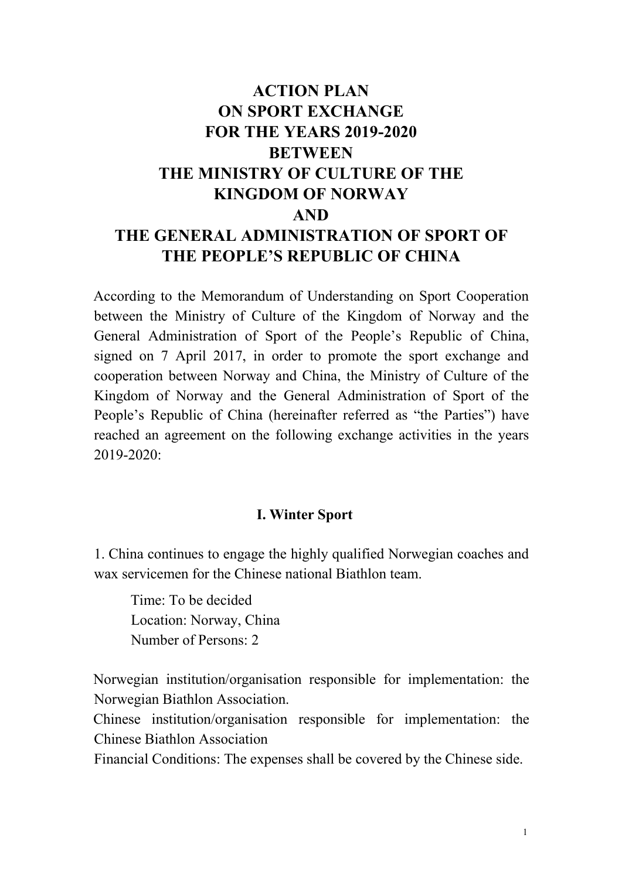# ACTION PLAN
# ON SPORT EXCHANGE
# FOR THE YEARS 2019-2020
# BETWEEN
# THE MINISTRY OF CULTURE OF THE KINGDOM OF NORWAY
# AND
# THE GENERAL ADMINISTRATION OF SPORT OF THE PEOPLE'S REPUBLIC OF CHINA

According to the Memorandum of Understanding on Sport Cooperation between the Ministry of Culture of the Kingdom of Norway and the General Administration of Sport of the People's Republic of China, signed on 7 April 2017, in order to promote the sport exchange and cooperation between Norway and China, the Ministry of Culture of the Kingdom of Norway and the General Administration of Sport of the People's Republic of China (hereinafter referred as "the Parties") have reached an agreement on the following exchange activities in the years 2019-2020:

## I. Winter Sport

1. China continues to engage the highly qualified Norwegian coaches and wax servicemen for the Chinese national Biathlon team.

Time: To be decided
Location: Norway, China
Number of Persons: 2

Norwegian institution/organisation responsible for implementation: the Norwegian Biathlon Association.
Chinese institution/organisation responsible for implementation: the Chinese Biathlon Association
Financial Conditions: The expenses shall be covered by the Chinese side.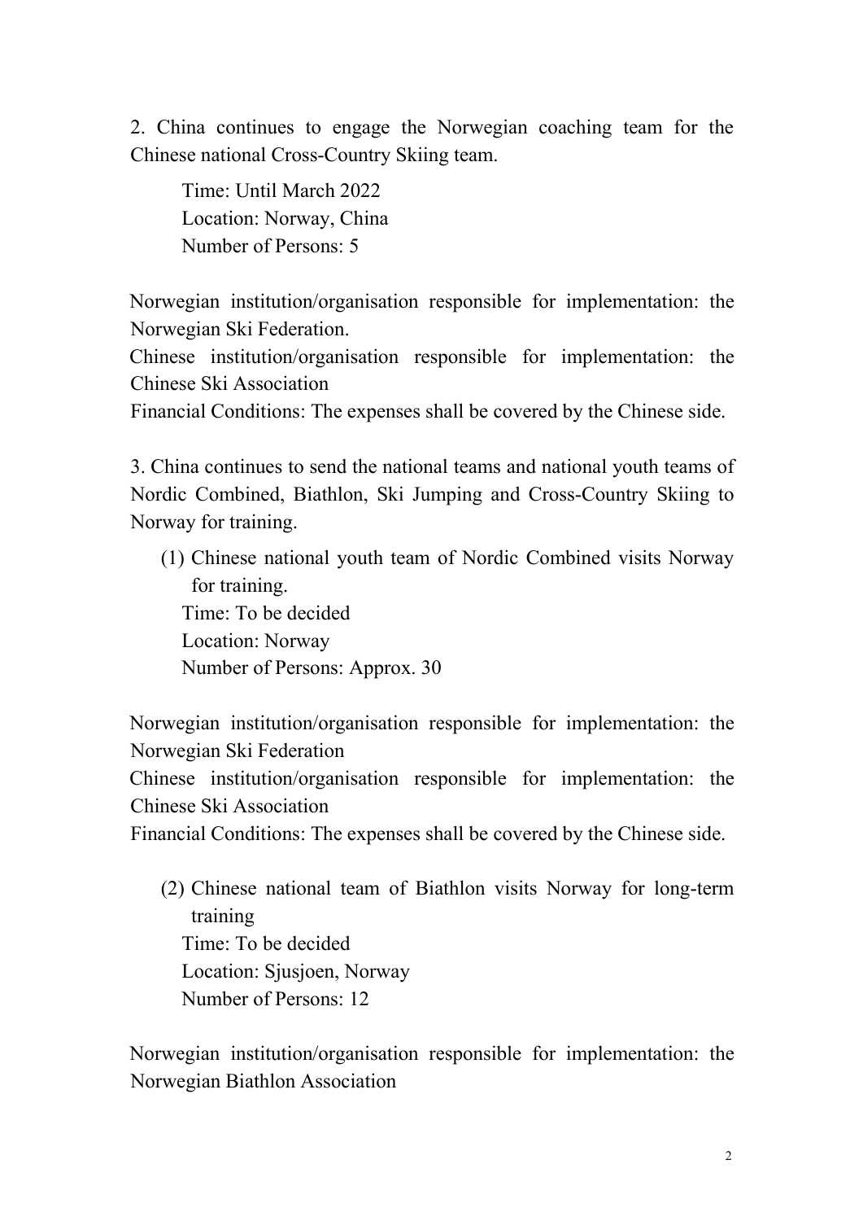2. China continues to engage the Norwegian coaching team for the Chinese national Cross-Country Skiing team.

Time: Until March 2022
Location: Norway, China
Number of Persons: 5

Norwegian institution/organisation responsible for implementation: the Norwegian Ski Federation.
Chinese institution/organisation responsible for implementation: the Chinese Ski Association
Financial Conditions: The expenses shall be covered by the Chinese side.

3. China continues to send the national teams and national youth teams of Nordic Combined, Biathlon, Ski Jumping and Cross-Country Skiing to Norway for training.

(1) Chinese national youth team of Nordic Combined visits Norway for training.
Time: To be decided
Location: Norway
Number of Persons: Approx. 30

Norwegian institution/organisation responsible for implementation: the Norwegian Ski Federation
Chinese institution/organisation responsible for implementation: the Chinese Ski Association
Financial Conditions: The expenses shall be covered by the Chinese side.

(2) Chinese national team of Biathlon visits Norway for long-term training
Time: To be decided
Location: Sjusjoen, Norway
Number of Persons: 12

Norwegian institution/organisation responsible for implementation: the Norwegian Biathlon Association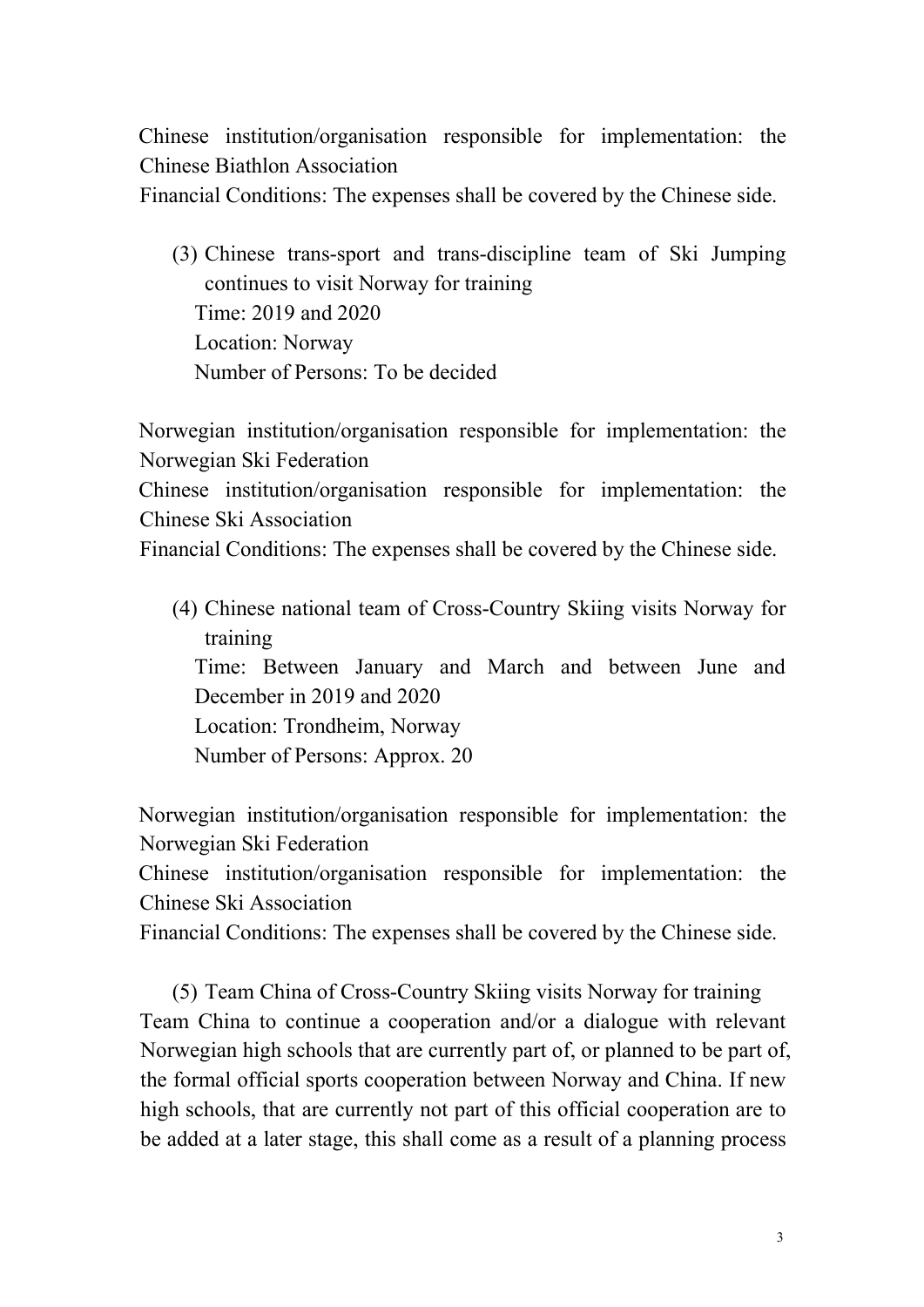Chinese institution/organisation responsible for implementation: the Chinese Biathlon Association

Financial Conditions: The expenses shall be covered by the Chinese side.

(3) Chinese trans-sport and trans-discipline team of Ski Jumping continues to visit Norway for training

Time: 2019 and 2020

Location: Norway

Number of Persons: To be decided

Norwegian institution/organisation responsible for implementation: the Norwegian Ski Federation

Chinese institution/organisation responsible for implementation: the Chinese Ski Association

Financial Conditions: The expenses shall be covered by the Chinese side.

(4) Chinese national team of Cross-Country Skiing visits Norway for training

Time: Between January and March and between June and December in 2019 and 2020

Location: Trondheim, Norway

Number of Persons: Approx. 20

Norwegian institution/organisation responsible for implementation: the Norwegian Ski Federation

Chinese institution/organisation responsible for implementation: the Chinese Ski Association

Financial Conditions: The expenses shall be covered by the Chinese side.

(5) Team China of Cross-Country Skiing visits Norway for training

Team China to continue a cooperation and/or a dialogue with relevant Norwegian high schools that are currently part of, or planned to be part of, the formal official sports cooperation between Norway and China. If new high schools, that are currently not part of this official cooperation are to be added at a later stage, this shall come as a result of a planning process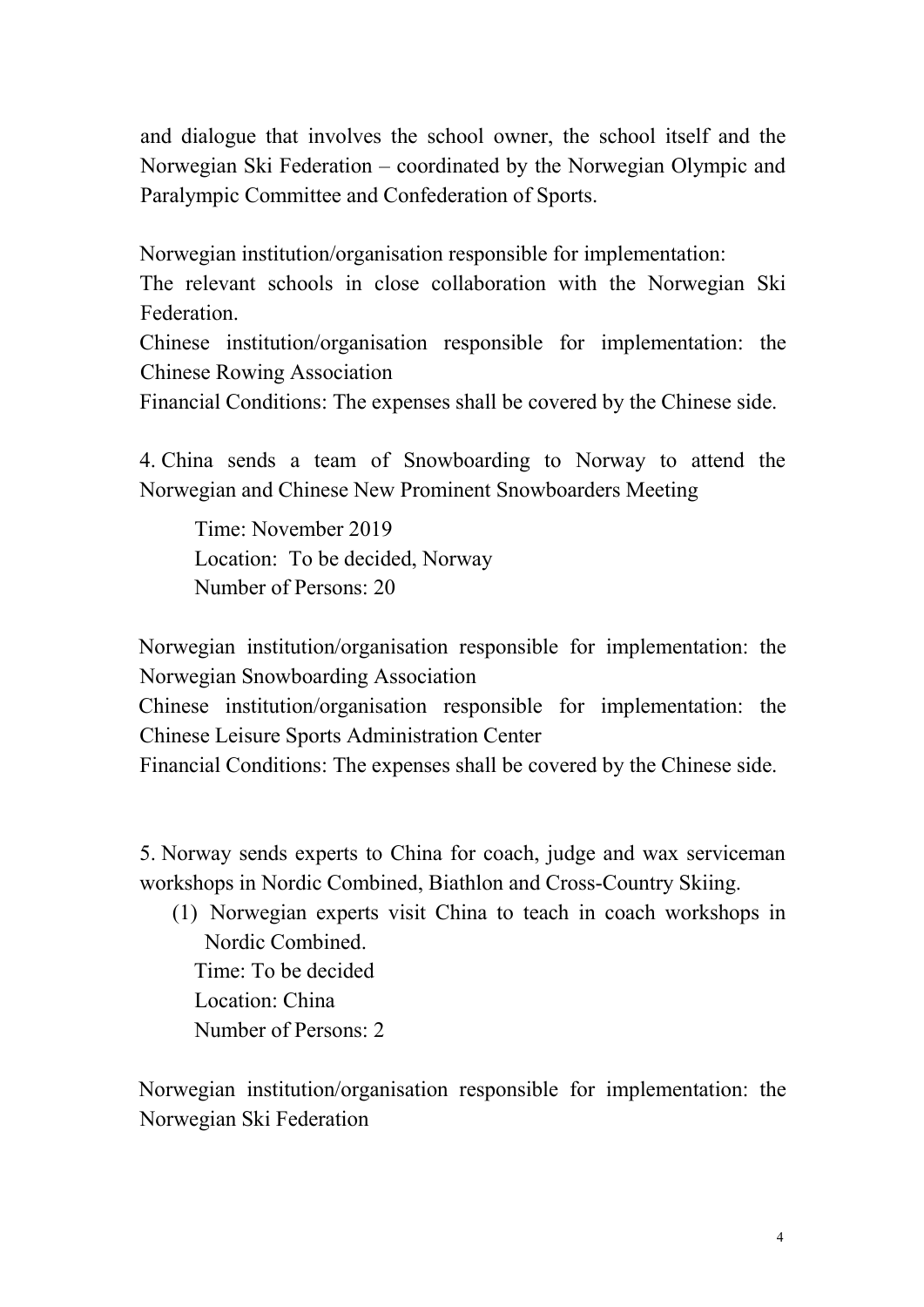and dialogue that involves the school owner, the school itself and the Norwegian Ski Federation – coordinated by the Norwegian Olympic and Paralympic Committee and Confederation of Sports.

Norwegian institution/organisation responsible for implementation:
The relevant schools in close collaboration with the Norwegian Ski Federation.
Chinese institution/organisation responsible for implementation: the Chinese Rowing Association
Financial Conditions: The expenses shall be covered by the Chinese side.

4. China sends a team of Snowboarding to Norway to attend the Norwegian and Chinese New Prominent Snowboarders Meeting

Time: November 2019
Location: To be decided, Norway
Number of Persons: 20

Norwegian institution/organisation responsible for implementation: the Norwegian Snowboarding Association
Chinese institution/organisation responsible for implementation: the Chinese Leisure Sports Administration Center
Financial Conditions: The expenses shall be covered by the Chinese side.

5. Norway sends experts to China for coach, judge and wax serviceman workshops in Nordic Combined, Biathlon and Cross-Country Skiing.

(1) Norwegian experts visit China to teach in coach workshops in Nordic Combined.
Time: To be decided
Location: China
Number of Persons: 2

Norwegian institution/organisation responsible for implementation: the Norwegian Ski Federation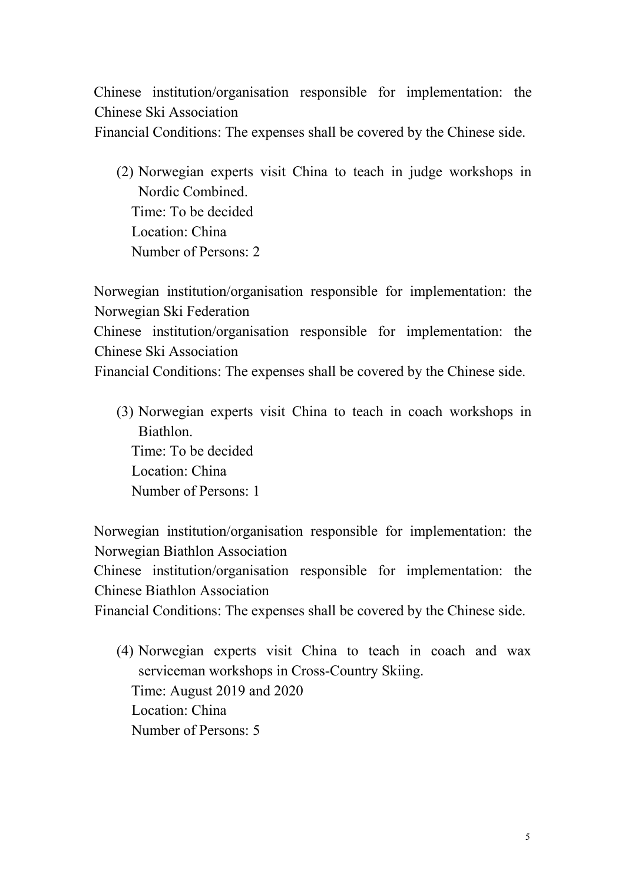Chinese institution/organisation responsible for implementation: the Chinese Ski Association

Financial Conditions: The expenses shall be covered by the Chinese side.

(2) Norwegian experts visit China to teach in judge workshops in Nordic Combined.
   Time: To be decided
   Location: China
   Number of Persons: 2

Norwegian institution/organisation responsible for implementation: the Norwegian Ski Federation

Chinese institution/organisation responsible for implementation: the Chinese Ski Association

Financial Conditions: The expenses shall be covered by the Chinese side.

(3) Norwegian experts visit China to teach in coach workshops in Biathlon.
   Time: To be decided
   Location: China
   Number of Persons: 1

Norwegian institution/organisation responsible for implementation: the Norwegian Biathlon Association

Chinese institution/organisation responsible for implementation: the Chinese Biathlon Association

Financial Conditions: The expenses shall be covered by the Chinese side.

(4) Norwegian experts visit China to teach in coach and wax serviceman workshops in Cross-Country Skiing.
   Time: August 2019 and 2020
   Location: China
   Number of Persons: 5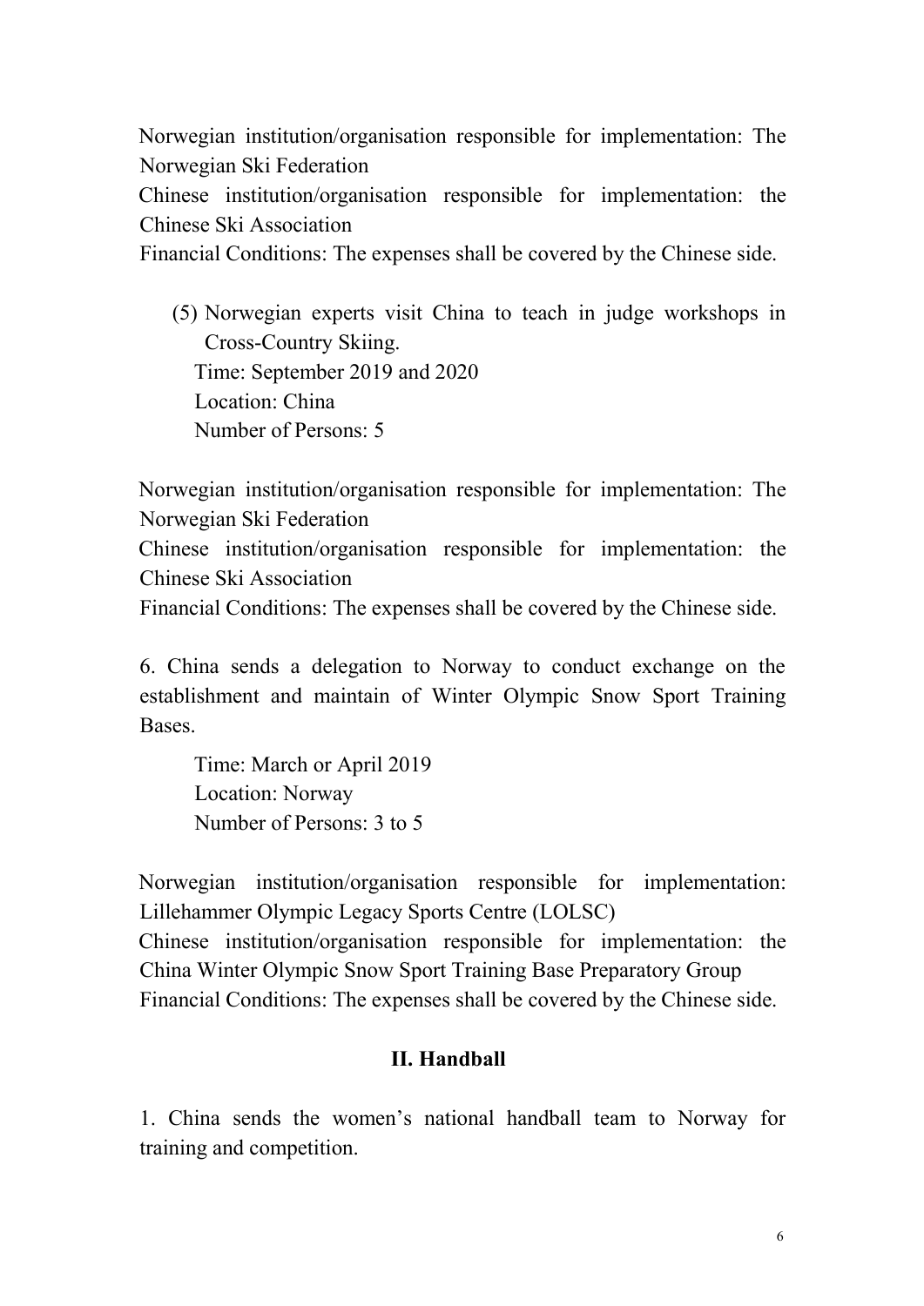Norwegian institution/organisation responsible for implementation: The Norwegian Ski Federation

Chinese institution/organisation responsible for implementation: the Chinese Ski Association

Financial Conditions: The expenses shall be covered by the Chinese side.

(5) Norwegian experts visit China to teach in judge workshops in Cross-Country Skiing.

Time: September 2019 and 2020

Location: China

Number of Persons: 5

Norwegian institution/organisation responsible for implementation: The Norwegian Ski Federation

Chinese institution/organisation responsible for implementation: the Chinese Ski Association

Financial Conditions: The expenses shall be covered by the Chinese side.

6. China sends a delegation to Norway to conduct exchange on the establishment and maintain of Winter Olympic Snow Sport Training Bases.

Time: March or April 2019

Location: Norway

Number of Persons: 3 to 5

Norwegian institution/organisation responsible for implementation: Lillehammer Olympic Legacy Sports Centre (LOLSC)

Chinese institution/organisation responsible for implementation: the China Winter Olympic Snow Sport Training Base Preparatory Group

Financial Conditions: The expenses shall be covered by the Chinese side.

## II. Handball

1. China sends the women's national handball team to Norway for training and competition.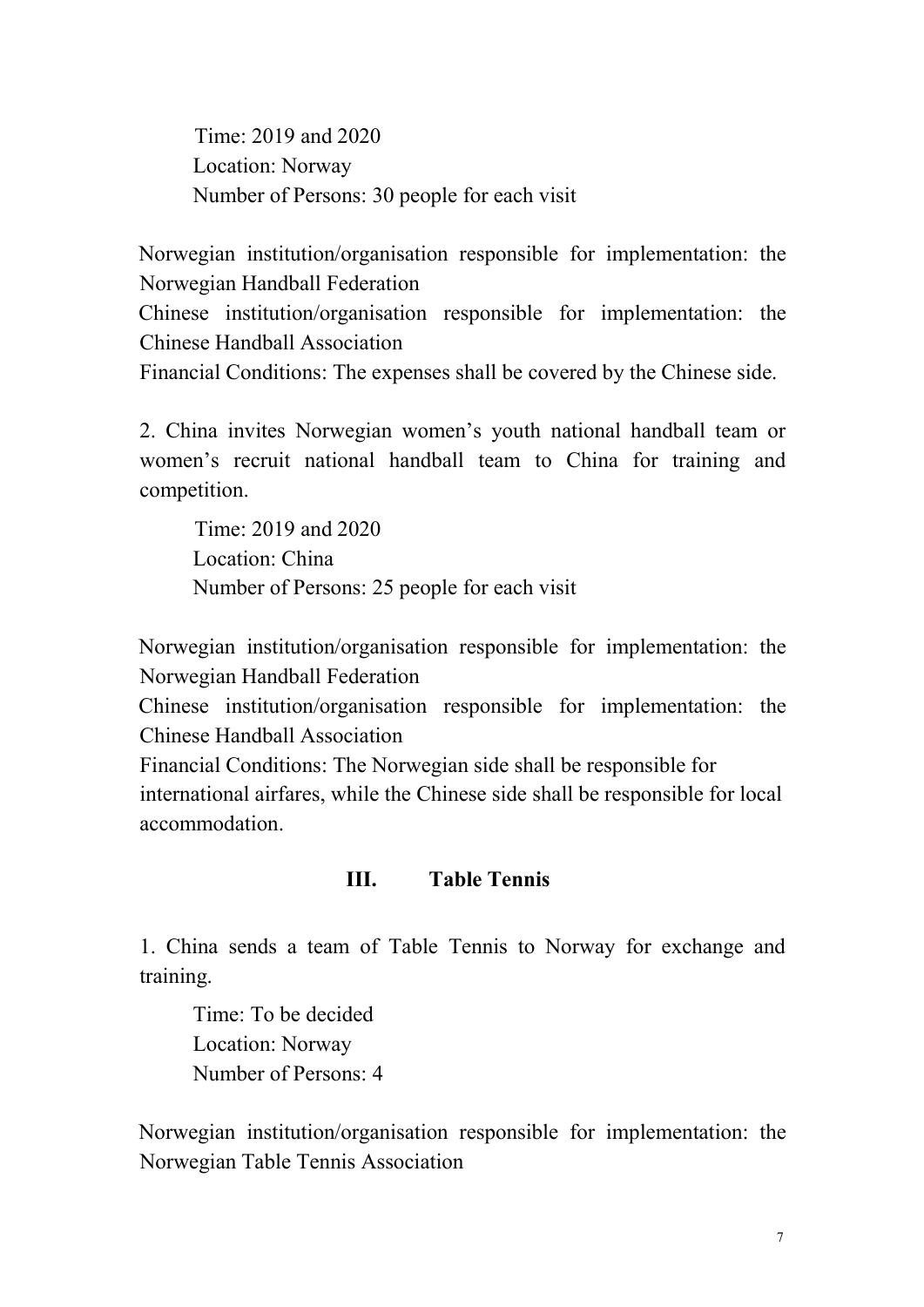Time: 2019 and 2020
Location: Norway
Number of Persons: 30 people for each visit

Norwegian institution/organisation responsible for implementation: the Norwegian Handball Federation
Chinese institution/organisation responsible for implementation: the Chinese Handball Association
Financial Conditions: The expenses shall be covered by the Chinese side.

2. China invites Norwegian women's youth national handball team or women's recruit national handball team to China for training and competition.

Time: 2019 and 2020
Location: China
Number of Persons: 25 people for each visit

Norwegian institution/organisation responsible for implementation: the Norwegian Handball Federation
Chinese institution/organisation responsible for implementation: the Chinese Handball Association
Financial Conditions: The Norwegian side shall be responsible for international airfares, while the Chinese side shall be responsible for local accommodation.

## III. Table Tennis

1. China sends a team of Table Tennis to Norway for exchange and training.

Time: To be decided
Location: Norway
Number of Persons: 4

Norwegian institution/organisation responsible for implementation: the Norwegian Table Tennis Association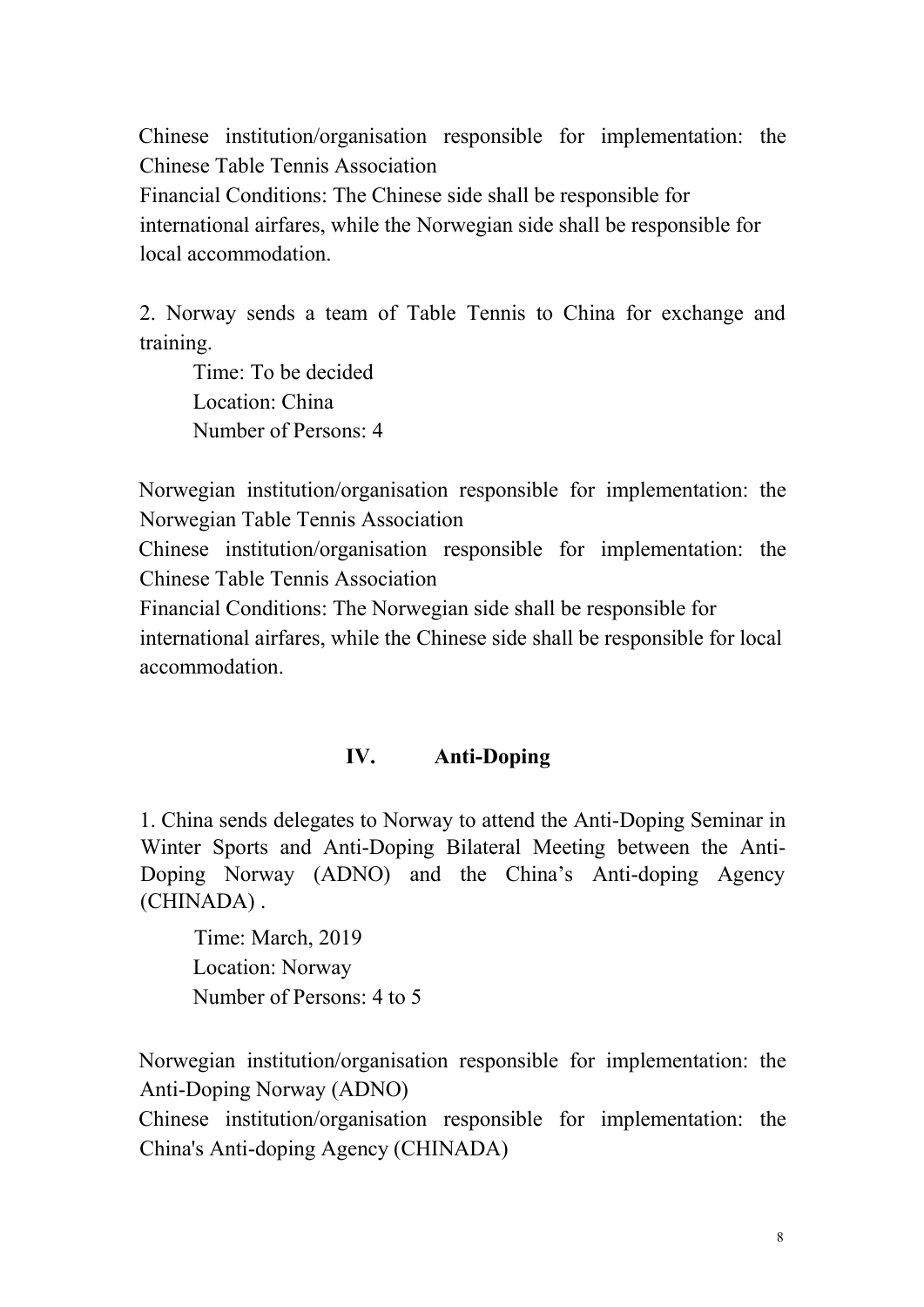Chinese institution/organisation responsible for implementation: the Chinese Table Tennis Association

Financial Conditions: The Chinese side shall be responsible for international airfares, while the Norwegian side shall be responsible for local accommodation.

2. Norway sends a team of Table Tennis to China for exchange and training.

Time: To be decided
Location: China
Number of Persons: 4

Norwegian institution/organisation responsible for implementation: the Norwegian Table Tennis Association

Chinese institution/organisation responsible for implementation: the Chinese Table Tennis Association

Financial Conditions: The Norwegian side shall be responsible for international airfares, while the Chinese side shall be responsible for local accommodation.

## IV. Anti-Doping

1. China sends delegates to Norway to attend the Anti-Doping Seminar in Winter Sports and Anti-Doping Bilateral Meeting between the Anti-Doping Norway (ADNO) and the China's Anti-doping Agency (CHINADA) .

Time: March, 2019
Location: Norway
Number of Persons: 4 to 5

Norwegian institution/organisation responsible for implementation: the Anti-Doping Norway (ADNO)

Chinese institution/organisation responsible for implementation: the China's Anti-doping Agency (CHINADA)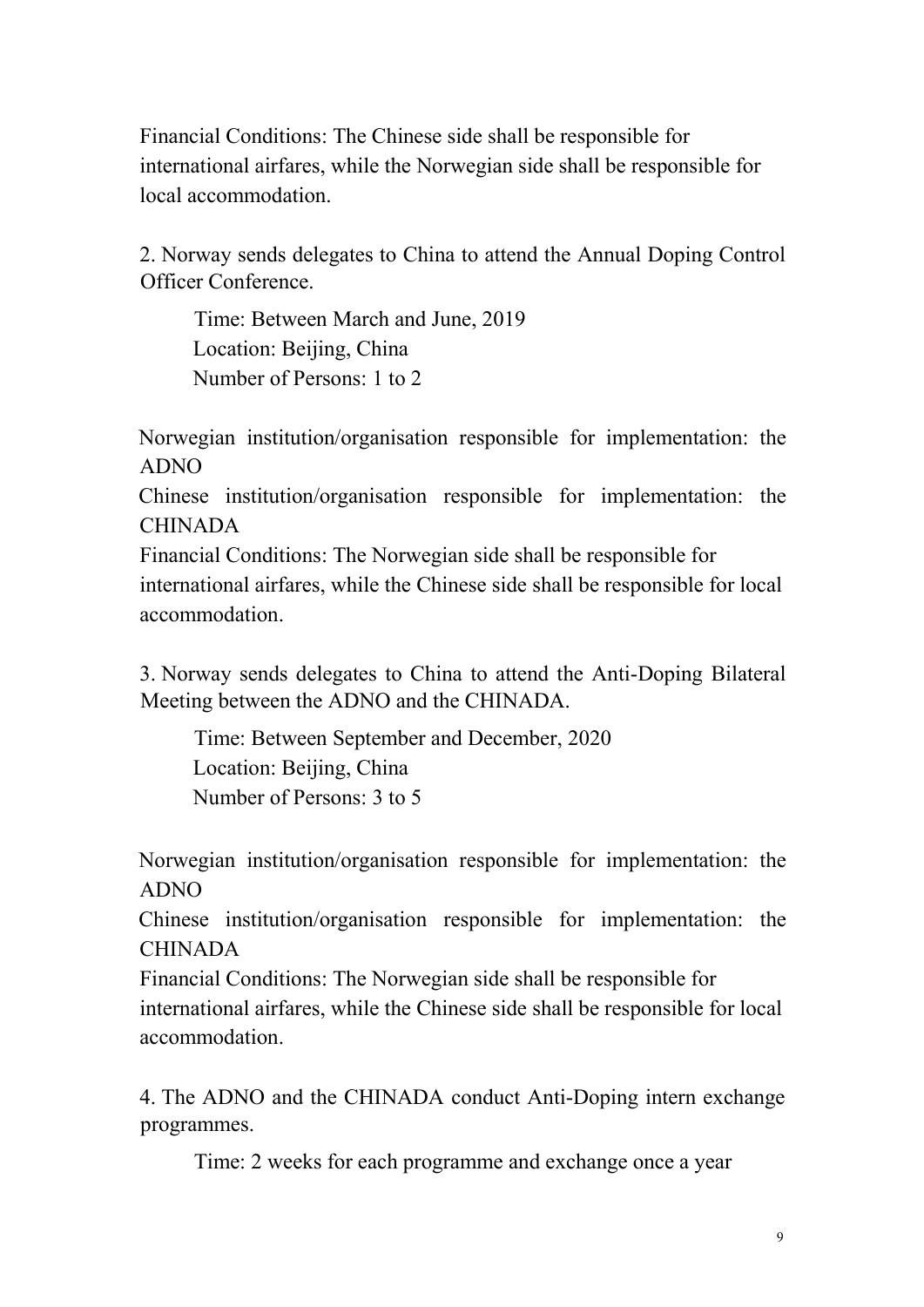Financial Conditions: The Chinese side shall be responsible for international airfares, while the Norwegian side shall be responsible for local accommodation.

2. Norway sends delegates to China to attend the Annual Doping Control Officer Conference.

Time: Between March and June, 2019
Location: Beijing, China
Number of Persons: 1 to 2

Norwegian institution/organisation responsible for implementation: the ADNO
Chinese institution/organisation responsible for implementation: the CHINADA
Financial Conditions: The Norwegian side shall be responsible for international airfares, while the Chinese side shall be responsible for local accommodation.

3. Norway sends delegates to China to attend the Anti-Doping Bilateral Meeting between the ADNO and the CHINADA.

Time: Between September and December, 2020
Location: Beijing, China
Number of Persons: 3 to 5

Norwegian institution/organisation responsible for implementation: the ADNO
Chinese institution/organisation responsible for implementation: the CHINADA
Financial Conditions: The Norwegian side shall be responsible for international airfares, while the Chinese side shall be responsible for local accommodation.

4. The ADNO and the CHINADA conduct Anti-Doping intern exchange programmes.

Time: 2 weeks for each programme and exchange once a year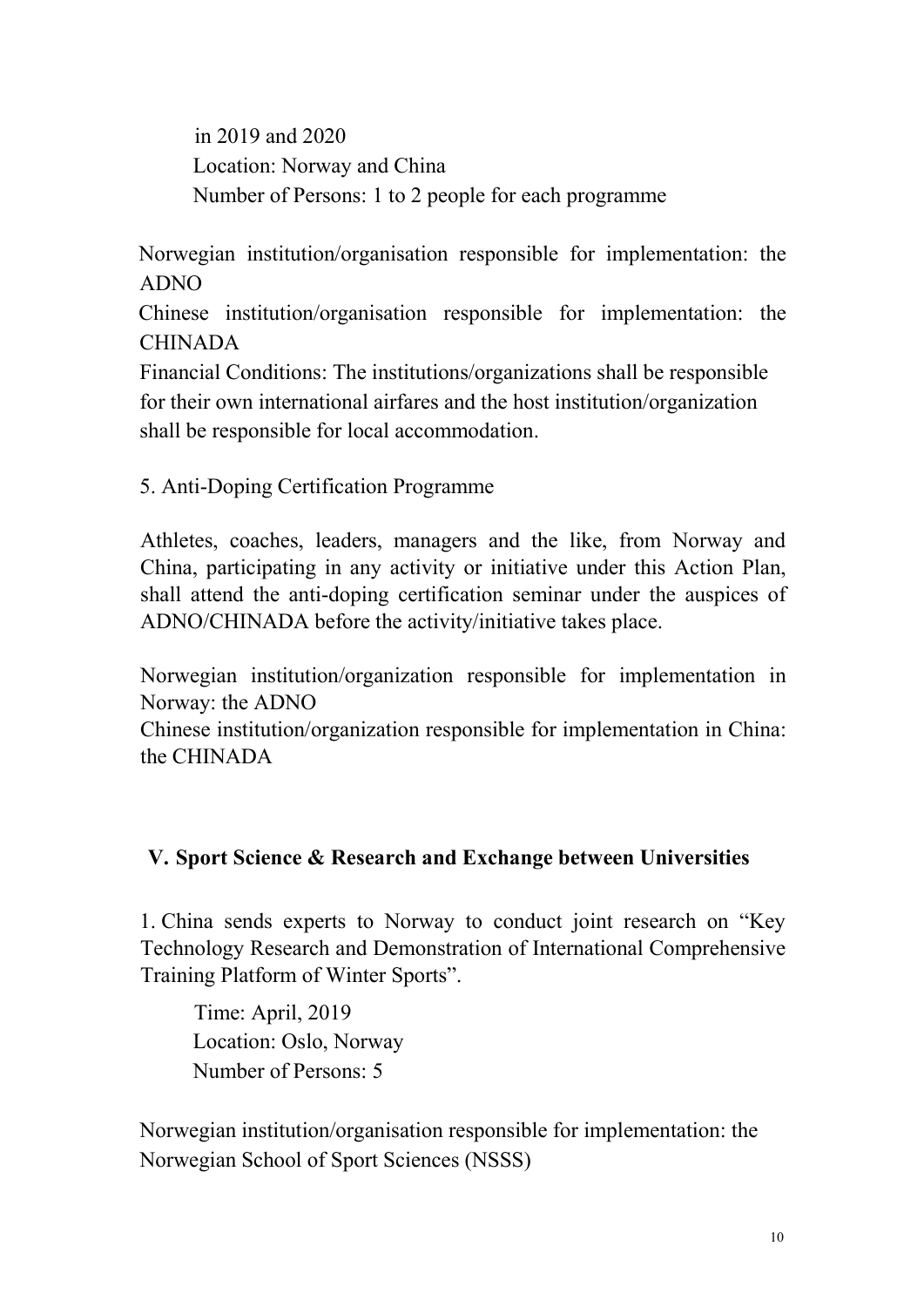in 2019 and 2020
Location: Norway and China
Number of Persons: 1 to 2 people for each programme

Norwegian institution/organisation responsible for implementation: the ADNO
Chinese institution/organisation responsible for implementation: the CHINADA
Financial Conditions: The institutions/organizations shall be responsible for their own international airfares and the host institution/organization shall be responsible for local accommodation.

5. Anti-Doping Certification Programme

Athletes, coaches, leaders, managers and the like, from Norway and China, participating in any activity or initiative under this Action Plan, shall attend the anti-doping certification seminar under the auspices of ADNO/CHINADA before the activity/initiative takes place.

Norwegian institution/organization responsible for implementation in Norway: the ADNO
Chinese institution/organization responsible for implementation in China: the CHINADA

## V. Sport Science & Research and Exchange between Universities

1. China sends experts to Norway to conduct joint research on "Key Technology Research and Demonstration of International Comprehensive Training Platform of Winter Sports".

Time: April, 2019
Location: Oslo, Norway
Number of Persons: 5

Norwegian institution/organisation responsible for implementation: the Norwegian School of Sport Sciences (NSSS)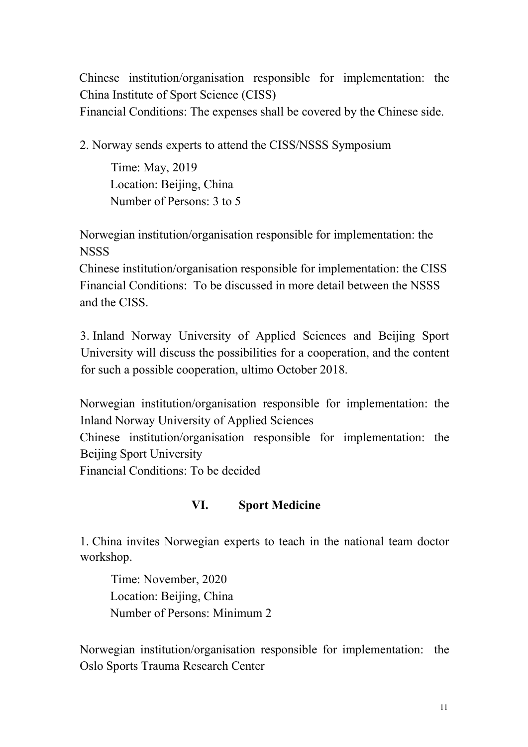Chinese institution/organisation responsible for implementation: the China Institute of Sport Science (CISS)
Financial Conditions: The expenses shall be covered by the Chinese side.

2. Norway sends experts to attend the CISS/NSSS Symposium

Time: May, 2019
Location: Beijing, China
Number of Persons: 3 to 5

Norwegian institution/organisation responsible for implementation: the NSSS
Chinese institution/organisation responsible for implementation: the CISS
Financial Conditions: To be discussed in more detail between the NSSS and the CISS.

3. Inland Norway University of Applied Sciences and Beijing Sport University will discuss the possibilities for a cooperation, and the content for such a possible cooperation, ultimo October 2018.

Norwegian institution/organisation responsible for implementation: the Inland Norway University of Applied Sciences
Chinese institution/organisation responsible for implementation: the Beijing Sport University
Financial Conditions: To be decided

## VI. Sport Medicine

1. China invites Norwegian experts to teach in the national team doctor workshop.

Time: November, 2020
Location: Beijing, China
Number of Persons: Minimum 2

Norwegian institution/organisation responsible for implementation: the Oslo Sports Trauma Research Center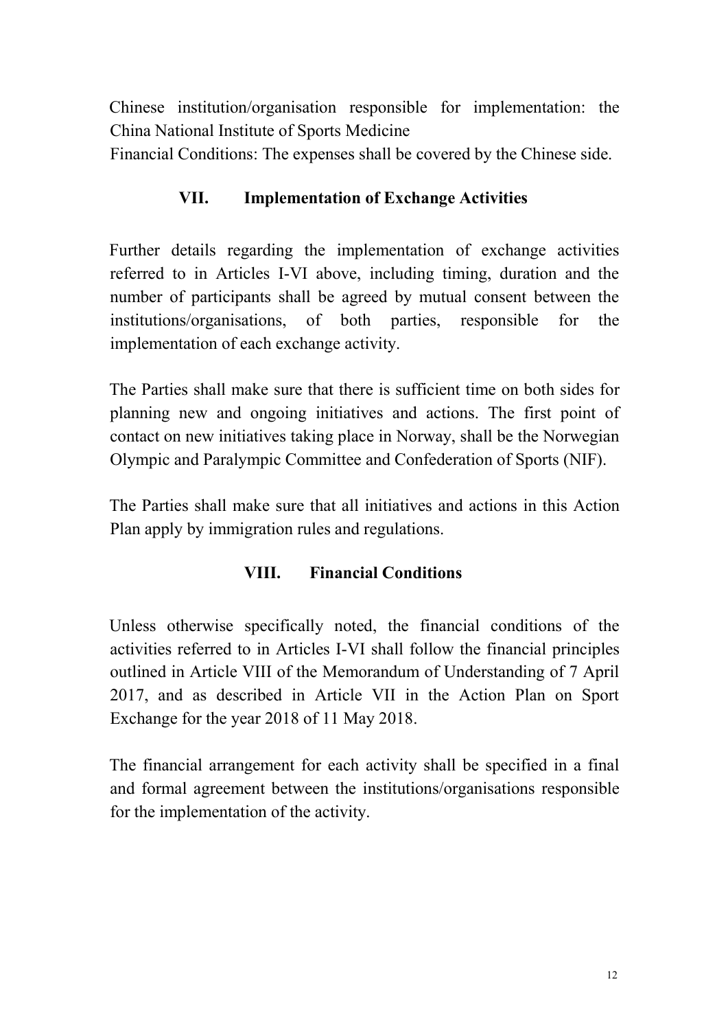Chinese institution/organisation responsible for implementation: the China National Institute of Sports Medicine

Financial Conditions: The expenses shall be covered by the Chinese side.

## VII. Implementation of Exchange Activities

Further details regarding the implementation of exchange activities referred to in Articles I-VI above, including timing, duration and the number of participants shall be agreed by mutual consent between the institutions/organisations, of both parties, responsible for the implementation of each exchange activity.

The Parties shall make sure that there is sufficient time on both sides for planning new and ongoing initiatives and actions. The first point of contact on new initiatives taking place in Norway, shall be the Norwegian Olympic and Paralympic Committee and Confederation of Sports (NIF).

The Parties shall make sure that all initiatives and actions in this Action Plan apply by immigration rules and regulations.

## VIII. Financial Conditions

Unless otherwise specifically noted, the financial conditions of the activities referred to in Articles I-VI shall follow the financial principles outlined in Article VIII of the Memorandum of Understanding of 7 April 2017, and as described in Article VII in the Action Plan on Sport Exchange for the year 2018 of 11 May 2018.

The financial arrangement for each activity shall be specified in a final and formal agreement between the institutions/organisations responsible for the implementation of the activity.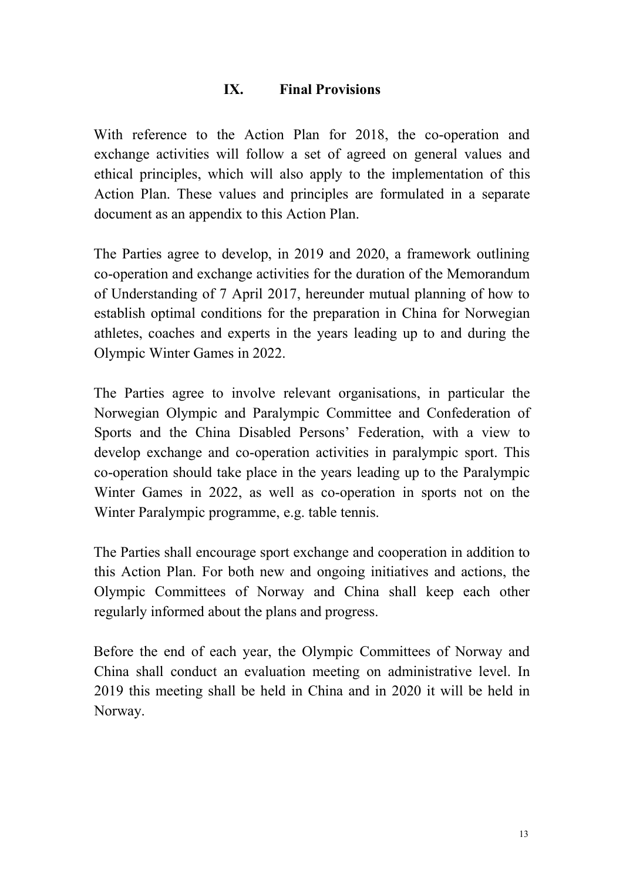## IX. Final Provisions

With reference to the Action Plan for 2018, the co-operation and exchange activities will follow a set of agreed on general values and ethical principles, which will also apply to the implementation of this Action Plan. These values and principles are formulated in a separate document as an appendix to this Action Plan.

The Parties agree to develop, in 2019 and 2020, a framework outlining co-operation and exchange activities for the duration of the Memorandum of Understanding of 7 April 2017, hereunder mutual planning of how to establish optimal conditions for the preparation in China for Norwegian athletes, coaches and experts in the years leading up to and during the Olympic Winter Games in 2022.

The Parties agree to involve relevant organisations, in particular the Norwegian Olympic and Paralympic Committee and Confederation of Sports and the China Disabled Persons' Federation, with a view to develop exchange and co-operation activities in paralympic sport. This co-operation should take place in the years leading up to the Paralympic Winter Games in 2022, as well as co-operation in sports not on the Winter Paralympic programme, e.g. table tennis.

The Parties shall encourage sport exchange and cooperation in addition to this Action Plan. For both new and ongoing initiatives and actions, the Olympic Committees of Norway and China shall keep each other regularly informed about the plans and progress.

Before the end of each year, the Olympic Committees of Norway and China shall conduct an evaluation meeting on administrative level. In 2019 this meeting shall be held in China and in 2020 it will be held in Norway.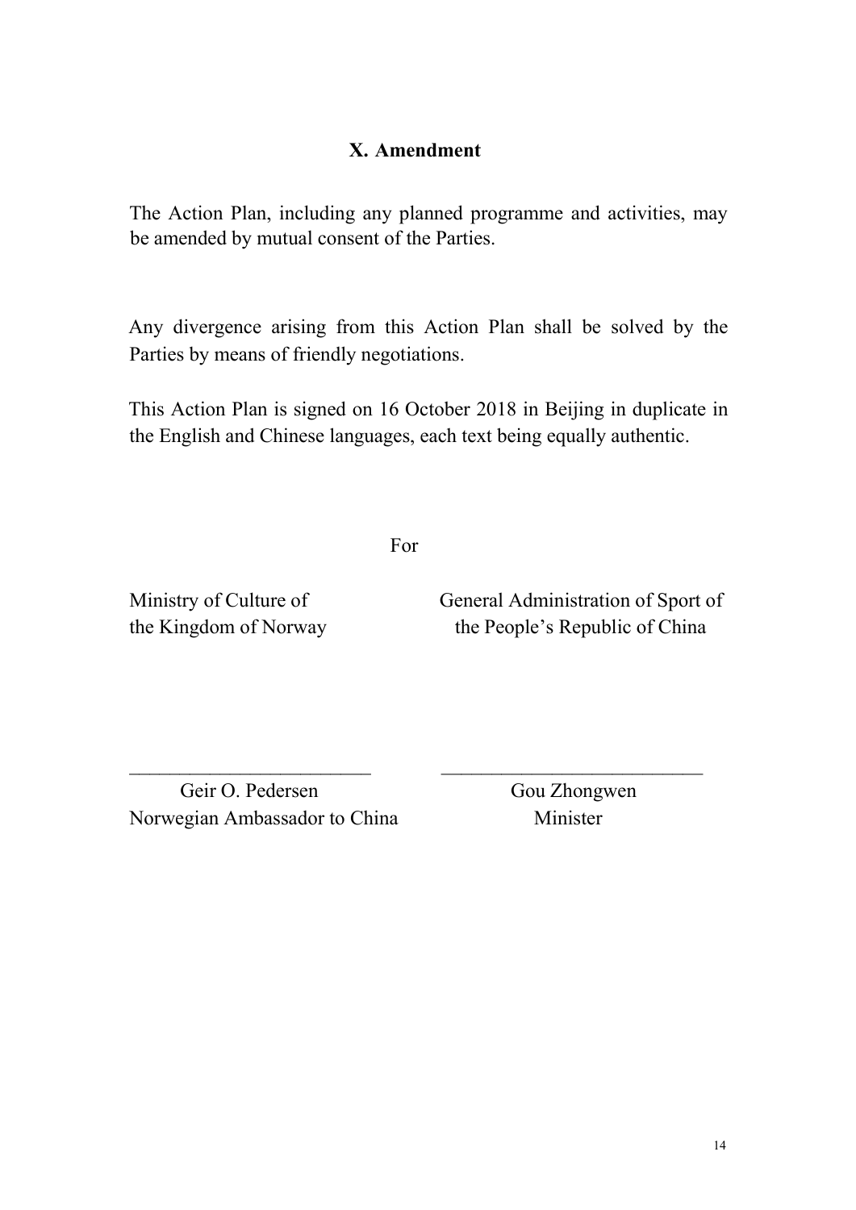## X. Amendment

The Action Plan, including any planned programme and activities, may be amended by mutual consent of the Parties.

Any divergence arising from this Action Plan shall be solved by the Parties by means of friendly negotiations.

This Action Plan is signed on 16 October 2018 in Beijing in duplicate in the English and Chinese languages, each text being equally authentic.

For

| Ministry of Culture of the Kingdom of Norway | General Administration of Sport of the People's Republic of China |
|---|---|
| \_\_\_\_\_\_\_\_\_\_\_\_\_\_\_\_\_\_\_\_\_\_\_\_ | \_\_\_\_\_\_\_\_\_\_\_\_\_\_\_\_\_\_\_\_\_\_\_\_ |
| Geir O. Pedersen<br>Norwegian Ambassador to China | Gou Zhongwen<br>Minister |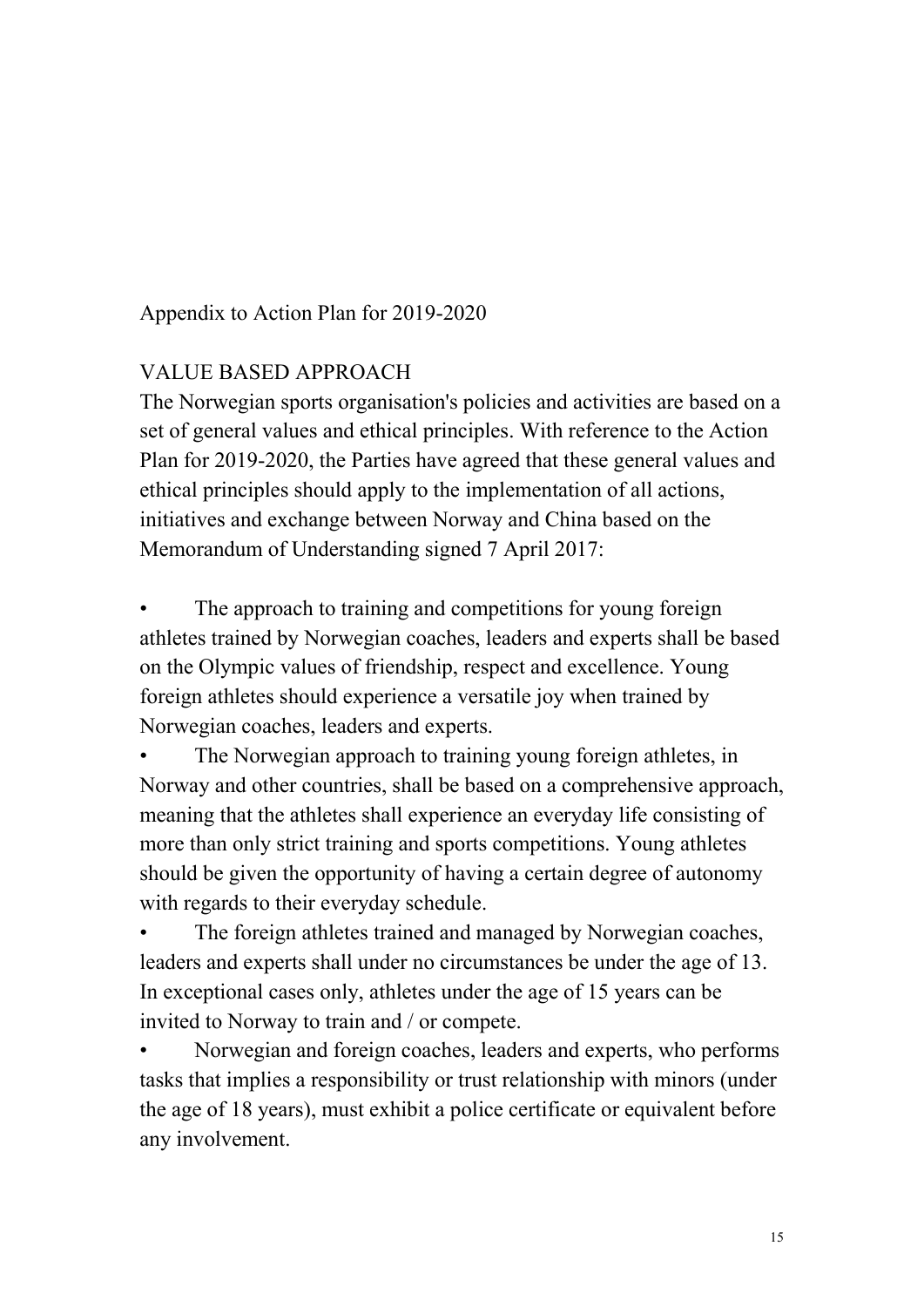Appendix to Action Plan for 2019-2020

## VALUE BASED APPROACH

The Norwegian sports organisation's policies and activities are based on a set of general values and ethical principles. With reference to the Action Plan for 2019-2020, the Parties have agreed that these general values and ethical principles should apply to the implementation of all actions, initiatives and exchange between Norway and China based on the Memorandum of Understanding signed 7 April 2017:

- The approach to training and competitions for young foreign athletes trained by Norwegian coaches, leaders and experts shall be based on the Olympic values of friendship, respect and excellence. Young foreign athletes should experience a versatile joy when trained by Norwegian coaches, leaders and experts.
- The Norwegian approach to training young foreign athletes, in Norway and other countries, shall be based on a comprehensive approach, meaning that the athletes shall experience an everyday life consisting of more than only strict training and sports competitions. Young athletes should be given the opportunity of having a certain degree of autonomy with regards to their everyday schedule.
- The foreign athletes trained and managed by Norwegian coaches, leaders and experts shall under no circumstances be under the age of 13. In exceptional cases only, athletes under the age of 15 years can be invited to Norway to train and / or compete.
- Norwegian and foreign coaches, leaders and experts, who performs tasks that implies a responsibility or trust relationship with minors (under the age of 18 years), must exhibit a police certificate or equivalent before any involvement.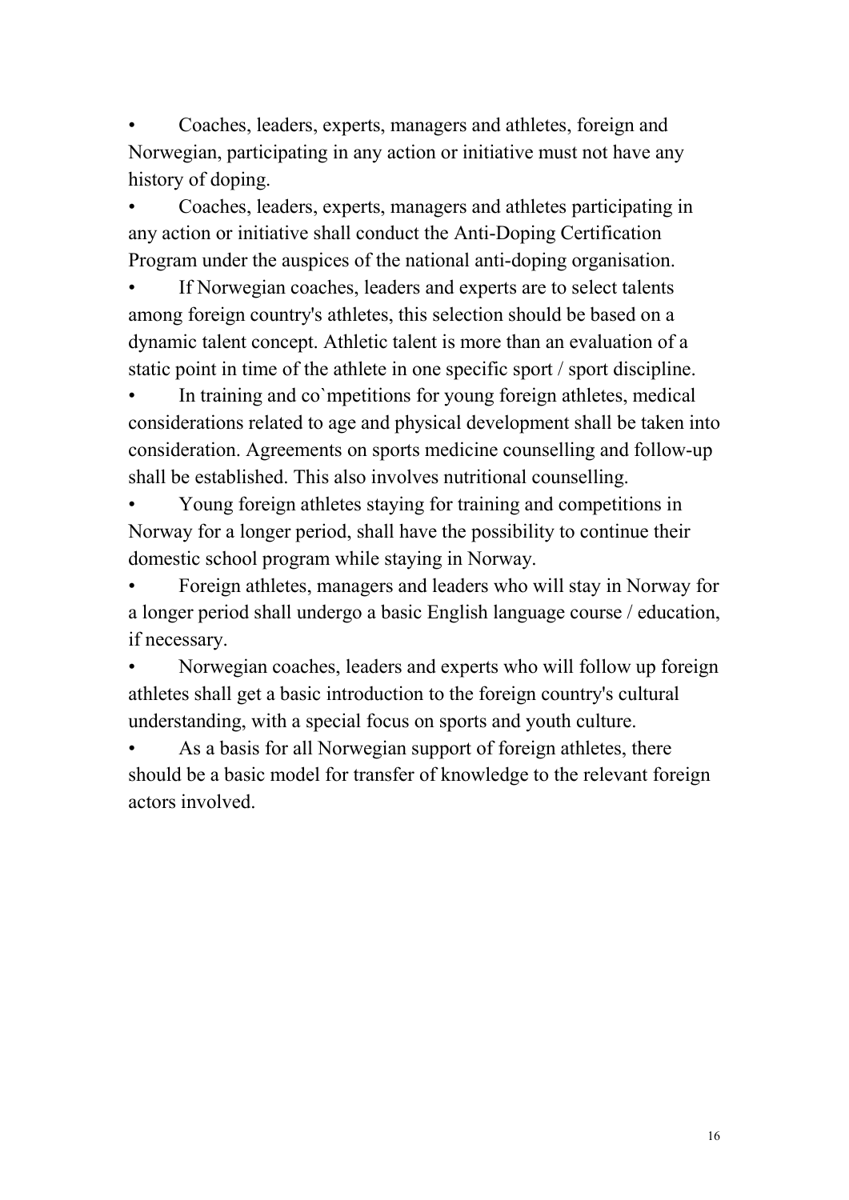- Coaches, leaders, experts, managers and athletes, foreign and Norwegian, participating in any action or initiative must not have any history of doping.
- Coaches, leaders, experts, managers and athletes participating in any action or initiative shall conduct the Anti-Doping Certification Program under the auspices of the national anti-doping organisation.
- If Norwegian coaches, leaders and experts are to select talents among foreign country's athletes, this selection should be based on a dynamic talent concept. Athletic talent is more than an evaluation of a static point in time of the athlete in one specific sport / sport discipline.
- In training and co`mpetitions for young foreign athletes, medical considerations related to age and physical development shall be taken into consideration. Agreements on sports medicine counselling and follow-up shall be established. This also involves nutritional counselling.
- Young foreign athletes staying for training and competitions in Norway for a longer period, shall have the possibility to continue their domestic school program while staying in Norway.
- Foreign athletes, managers and leaders who will stay in Norway for a longer period shall undergo a basic English language course / education, if necessary.
- Norwegian coaches, leaders and experts who will follow up foreign athletes shall get a basic introduction to the foreign country's cultural understanding, with a special focus on sports and youth culture.
- As a basis for all Norwegian support of foreign athletes, there should be a basic model for transfer of knowledge to the relevant foreign actors involved.